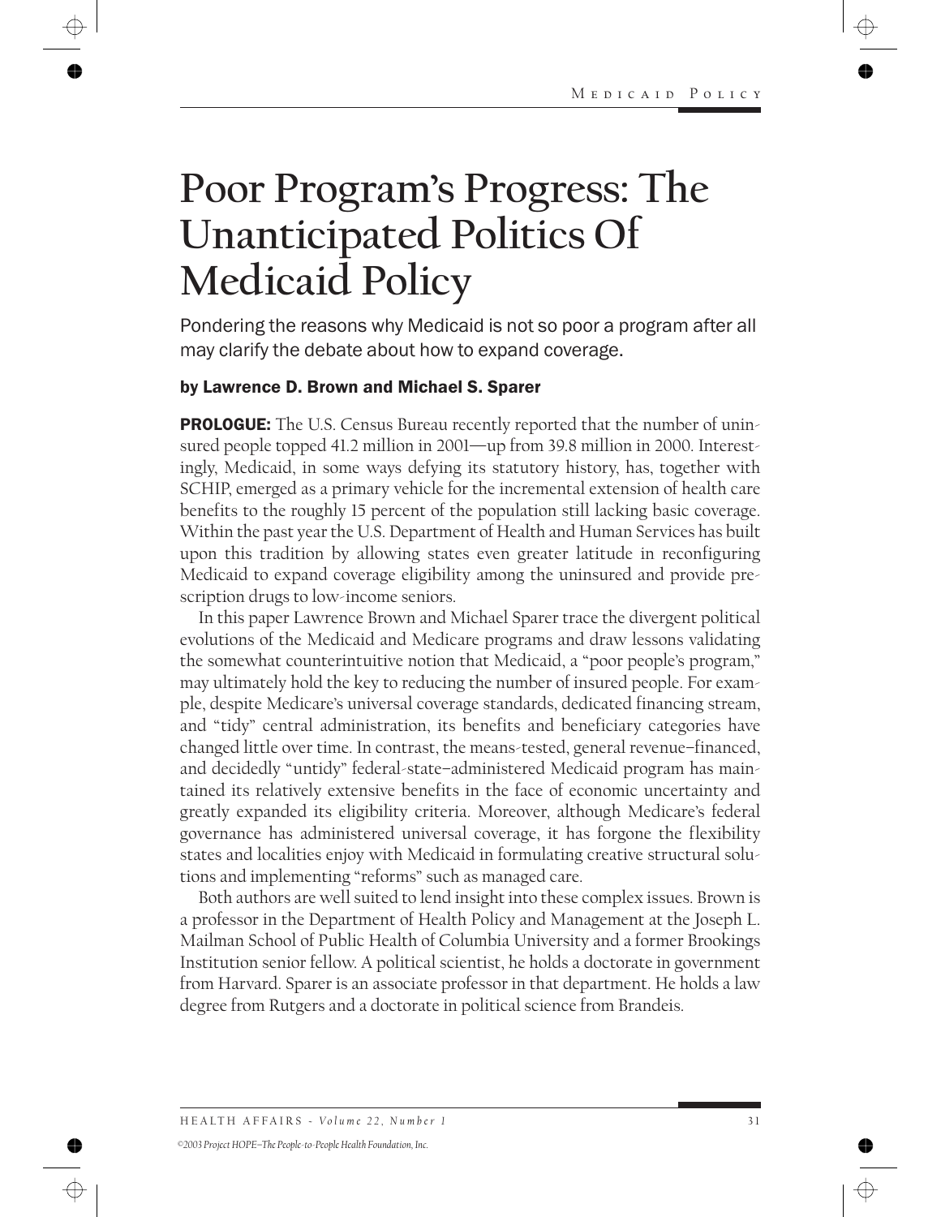# Poor Program's Progress: The Unanticipated Politics Of Medicaid Policy

Pondering the reasons why Medicaid is not so poor a program after all may clarify the debate about how to expand coverage.

**by Lawrence D. Brown and Michael S. Sparer**

**PROLOGUE:** The U.S. Census Bureau recently reported that the number of uninsured people topped 41.2 million in 2001—up from 39.8 million in 2000. Interestingly, Medicaid, in some ways defying its statutory history, has, together with SCHIP, emerged as a primary vehicle for the incremental extension of health care benefits to the roughly 15 percent of the population still lacking basic coverage. Within the past year the U.S. Department of Health and Human Services has built upon this tradition by allowing states even greater latitude in reconfiguring Medicaid to expand coverage eligibility among the uninsured and provide prescription drugs to low-income seniors.

In this paper Lawrence Brown and Michael Sparer trace the divergent political evolutions of the Medicaid and Medicare programs and draw lessons validating the somewhat counterintuitive notion that Medicaid, a "poor people's program," may ultimately hold the key to reducing the number of insured people. For example, despite Medicare's universal coverage standards, dedicated financing stream, and "tidy" central administration, its benefits and beneficiary categories have changed little over time. In contrast, the means-tested, general revenue–financed, and decidedly "untidy" federal-state–administered Medicaid program has maintained its relatively extensive benefits in the face of economic uncertainty and greatly expanded its eligibility criteria. Moreover, although Medicare's federal governance has administered universal coverage, it has forgone the flexibility states and localities enjoy with Medicaid in formulating creative structural solutions and implementing "reforms" such as managed care.

Both authors are well suited to lend insight into these complex issues. Brown is a professor in the Department of Health Policy and Management at the Joseph L. Mailman School of Public Health of Columbia University and a former Brookings Institution senior fellow. A political scientist, he holds a doctorate in government from Harvard. Sparer is an associate professor in that department. He holds a law degree from Rutgers and a doctorate in political science from Brandeis.

*©2003 Project HOPE–The People-to-People Health Foundation, Inc.*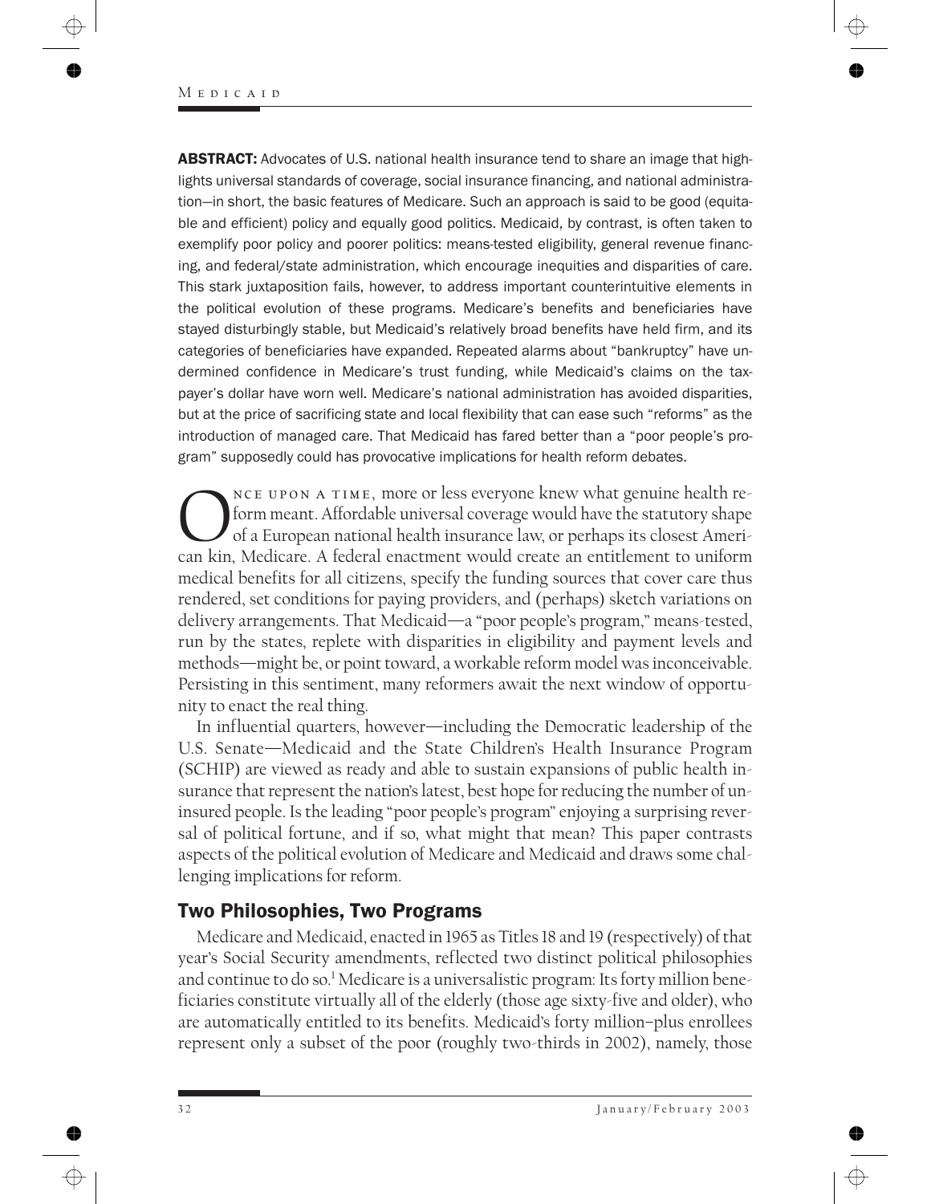**ABSTRACT:** Advocates of U.S. national health insurance tend to share an image that highlights universal standards of coverage, social insurance financing, and national administration—in short, the basic features of Medicare. Such an approach is said to be good (equitable and efficient) policy and equally good politics. Medicaid, by contrast, is often taken to exemplify poor policy and poorer politics: means-tested eligibility, general revenue financing, and federal/state administration, which encourage inequities and disparities of care. This stark juxtaposition fails, however, to address important counterintuitive elements in the political evolution of these programs. Medicare's benefits and beneficiaries have stayed disturbingly stable, but Medicaid's relatively broad benefits have held firm, and its categories of beneficiaries have expanded. Repeated alarms about "bankruptcy" have undermined confidence in Medicare's trust funding, while Medicaid's claims on the taxpayer's dollar have worn well. Medicare's national administration has avoided disparities, but at the price of sacrificing state and local flexibility that can ease such "reforms" as the introduction of managed care. That Medicaid has fared better than a "poor people's program" supposedly could has provocative implications for health reform debates.

Once upon a time, more or less everyone knew what genuine health reform meant. Affordable universal coverage would have the statutory shape of a European national health insurance law, or perhaps its closest American kin, Medicare. A federal enactment would create an entitlement to uniform medical benefits for all citizens, specify the funding sources that cover care thus rendered, set conditions for paying providers, and (perhaps) sketch variations on delivery arrangements. That Medicaid—a "poor people's program," means-tested, run by the states, replete with disparities in eligibility and payment levels and methods—might be, or point toward, a workable reform model was inconceivable. Persisting in this sentiment, many reformers await the next window of opportunity to enact the real thing.

In influential quarters, however—including the Democratic leadership of the U.S. Senate—Medicaid and the State Children's Health Insurance Program (SCHIP) are viewed as ready and able to sustain expansions of public health insurance that represent the nation's latest, best hope for reducing the number of uninsured people. Is the leading "poor people's program" enjoying a surprising reversal of political fortune, and if so, what might that mean? This paper contrasts aspects of the political evolution of Medicare and Medicaid and draws some challenging implications for reform.

## Two Philosophies, Two Programs

Medicare and Medicaid, enacted in 1965 as Titles 18 and 19 (respectively) of that year's Social Security amendments, reflected two distinct political philosophies and continue to do so.[1] Medicare is a universalistic program: Its forty million beneficiaries constitute virtually all of the elderly (those age sixty-five and older), who are automatically entitled to its benefits. Medicaid's forty million–plus enrollees represent only a subset of the poor (roughly two-thirds in 2002), namely, those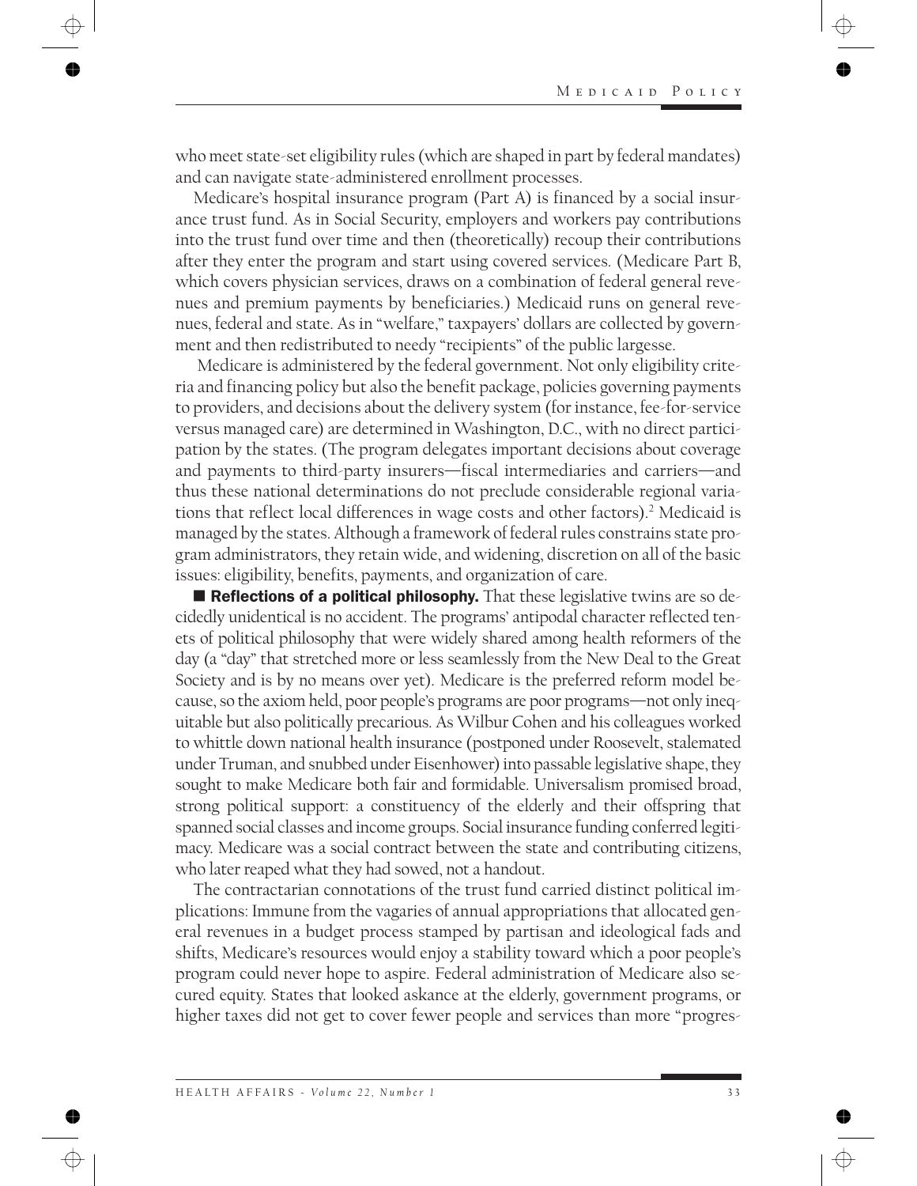who meet state-set eligibility rules (which are shaped in part by federal mandates) and can navigate state-administered enrollment processes.

Medicare's hospital insurance program (Part A) is financed by a social insurance trust fund. As in Social Security, employers and workers pay contributions into the trust fund over time and then (theoretically) recoup their contributions after they enter the program and start using covered services. (Medicare Part B, which covers physician services, draws on a combination of federal general revenues and premium payments by beneficiaries.) Medicaid runs on general revenues, federal and state. As in "welfare," taxpayers' dollars are collected by government and then redistributed to needy "recipients" of the public largesse.

Medicare is administered by the federal government. Not only eligibility criteria and financing policy but also the benefit package, policies governing payments to providers, and decisions about the delivery system (for instance, fee-for-service versus managed care) are determined in Washington, D.C., with no direct participation by the states. (The program delegates important decisions about coverage and payments to third-party insurers—fiscal intermediaries and carriers—and thus these national determinations do not preclude considerable regional variations that reflect local differences in wage costs and other factors).[2] Medicaid is managed by the states. Although a framework of federal rules constrains state program administrators, they retain wide, and widening, discretion on all of the basic issues: eligibility, benefits, payments, and organization of care.

■ **Reflections of a political philosophy.** That these legislative twins are so decidedly unidentical is no accident. The programs' antipodal character reflected tenets of political philosophy that were widely shared among health reformers of the day (a "day" that stretched more or less seamlessly from the New Deal to the Great Society and is by no means over yet). Medicare is the preferred reform model because, so the axiom held, poor people's programs are poor programs—not only inequitable but also politically precarious. As Wilbur Cohen and his colleagues worked to whittle down national health insurance (postponed under Roosevelt, stalemated under Truman, and snubbed under Eisenhower) into passable legislative shape, they sought to make Medicare both fair and formidable. Universalism promised broad, strong political support: a constituency of the elderly and their offspring that spanned social classes and income groups. Social insurance funding conferred legitimacy. Medicare was a social contract between the state and contributing citizens, who later reaped what they had sowed, not a handout.

The contractarian connotations of the trust fund carried distinct political implications: Immune from the vagaries of annual appropriations that allocated general revenues in a budget process stamped by partisan and ideological fads and shifts, Medicare's resources would enjoy a stability toward which a poor people's program could never hope to aspire. Federal administration of Medicare also secured equity. States that looked askance at the elderly, government programs, or higher taxes did not get to cover fewer people and services than more "progres-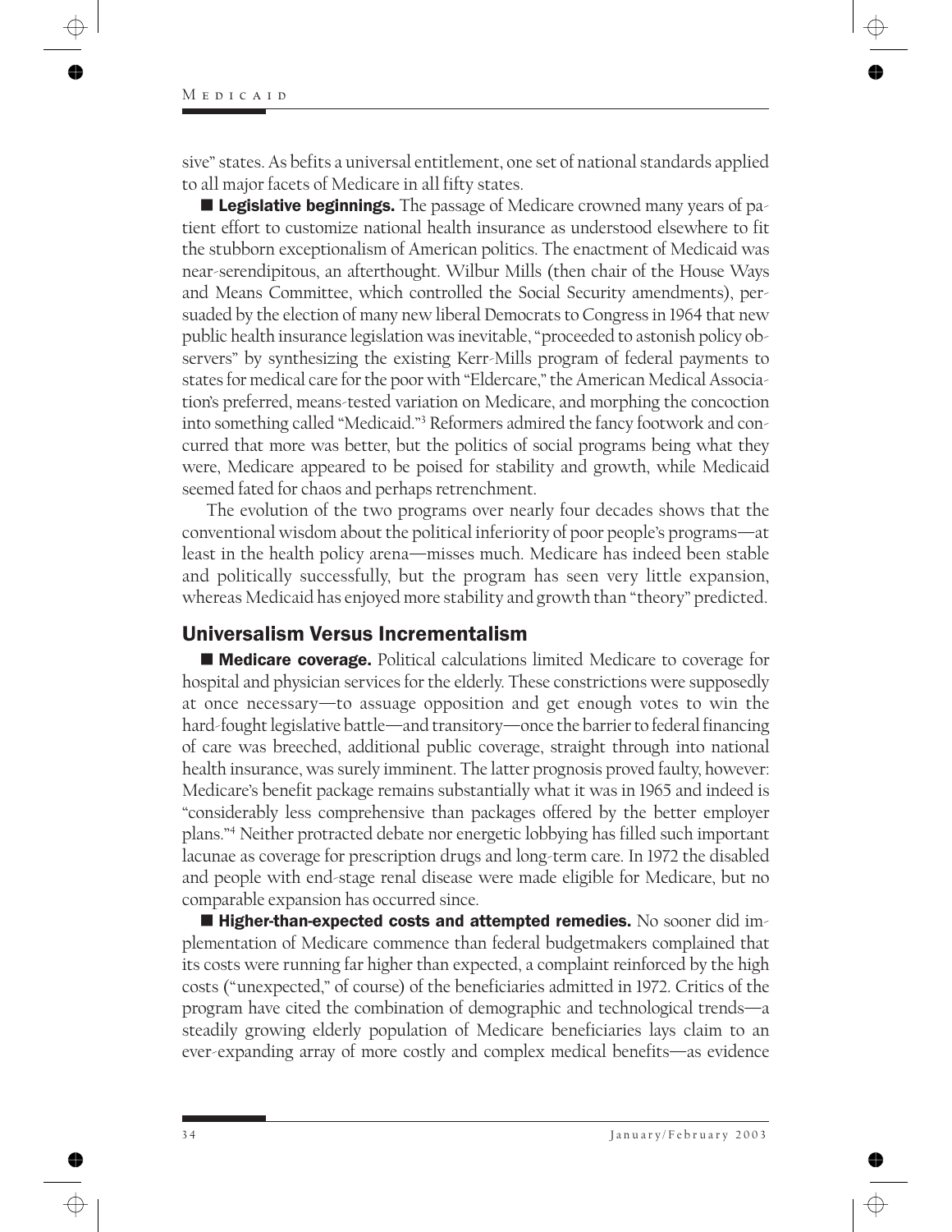sive" states. As befits a universal entitlement, one set of national standards applied to all major facets of Medicare in all fifty states.

■ **Legislative beginnings.** The passage of Medicare crowned many years of patient effort to customize national health insurance as understood elsewhere to fit the stubborn exceptionalism of American politics. The enactment of Medicaid was near-serendipitous, an afterthought. Wilbur Mills (then chair of the House Ways and Means Committee, which controlled the Social Security amendments), persuaded by the election of many new liberal Democrats to Congress in 1964 that new public health insurance legislation was inevitable, "proceeded to astonish policy observers" by synthesizing the existing Kerr-Mills program of federal payments to states for medical care for the poor with "Eldercare," the American Medical Association's preferred, means-tested variation on Medicare, and morphing the concoction into something called "Medicaid."[3] Reformers admired the fancy footwork and concurred that more was better, but the politics of social programs being what they were, Medicare appeared to be poised for stability and growth, while Medicaid seemed fated for chaos and perhaps retrenchment.

The evolution of the two programs over nearly four decades shows that the conventional wisdom about the political inferiority of poor people's programs—at least in the health policy arena—misses much. Medicare has indeed been stable and politically successfully, but the program has seen very little expansion, whereas Medicaid has enjoyed more stability and growth than "theory" predicted.

## Universalism Versus Incrementalism

■ **Medicare coverage.** Political calculations limited Medicare to coverage for hospital and physician services for the elderly. These constrictions were supposedly at once necessary—to assuage opposition and get enough votes to win the hard-fought legislative battle—and transitory—once the barrier to federal financing of care was breeched, additional public coverage, straight through into national health insurance, was surely imminent. The latter prognosis proved faulty, however: Medicare's benefit package remains substantially what it was in 1965 and indeed is "considerably less comprehensive than packages offered by the better employer plans."[4] Neither protracted debate nor energetic lobbying has filled such important lacunae as coverage for prescription drugs and long-term care. In 1972 the disabled and people with end-stage renal disease were made eligible for Medicare, but no comparable expansion has occurred since.

■ **Higher-than-expected costs and attempted remedies.** No sooner did implementation of Medicare commence than federal budgetmakers complained that its costs were running far higher than expected, a complaint reinforced by the high costs ("unexpected," of course) of the beneficiaries admitted in 1972. Critics of the program have cited the combination of demographic and technological trends—a steadily growing elderly population of Medicare beneficiaries lays claim to an ever-expanding array of more costly and complex medical benefits—as evidence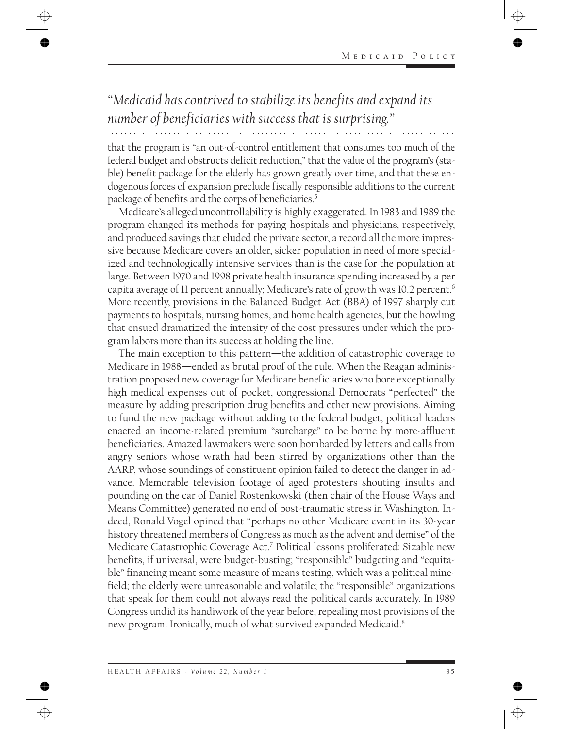> *"Medicaid has contrived to stabilize its benefits and expand its number of beneficiaries with success that is surprising."*

that the program is "an out-of-control entitlement that consumes too much of the federal budget and obstructs deficit reduction," that the value of the program's (stable) benefit package for the elderly has grown greatly over time, and that these endogenous forces of expansion preclude fiscally responsible additions to the current package of benefits and the corps of beneficiaries.[5]

Medicare's alleged uncontrollability is highly exaggerated. In 1983 and 1989 the program changed its methods for paying hospitals and physicians, respectively, and produced savings that eluded the private sector, a record all the more impressive because Medicare covers an older, sicker population in need of more specialized and technologically intensive services than is the case for the population at large. Between 1970 and 1998 private health insurance spending increased by a per capita average of 11 percent annually; Medicare's rate of growth was 10.2 percent.[6] More recently, provisions in the Balanced Budget Act (BBA) of 1997 sharply cut payments to hospitals, nursing homes, and home health agencies, but the howling that ensued dramatized the intensity of the cost pressures under which the program labors more than its success at holding the line.

The main exception to this pattern—the addition of catastrophic coverage to Medicare in 1988—ended as brutal proof of the rule. When the Reagan administration proposed new coverage for Medicare beneficiaries who bore exceptionally high medical expenses out of pocket, congressional Democrats "perfected" the measure by adding prescription drug benefits and other new provisions. Aiming to fund the new package without adding to the federal budget, political leaders enacted an income-related premium "surcharge" to be borne by more-affluent beneficiaries. Amazed lawmakers were soon bombarded by letters and calls from angry seniors whose wrath had been stirred by organizations other than the AARP, whose soundings of constituent opinion failed to detect the danger in advance. Memorable television footage of aged protesters shouting insults and pounding on the car of Daniel Rostenkowski (then chair of the House Ways and Means Committee) generated no end of post-traumatic stress in Washington. Indeed, Ronald Vogel opined that "perhaps no other Medicare event in its 30-year history threatened members of Congress as much as the advent and demise" of the Medicare Catastrophic Coverage Act.[7] Political lessons proliferated: Sizable new benefits, if universal, were budget-busting; "responsible" budgeting and "equitable" financing meant some measure of means testing, which was a political minefield; the elderly were unreasonable and volatile; the "responsible" organizations that speak for them could not always read the political cards accurately. In 1989 Congress undid its handiwork of the year before, repealing most provisions of the new program. Ironically, much of what survived expanded Medicaid.[8]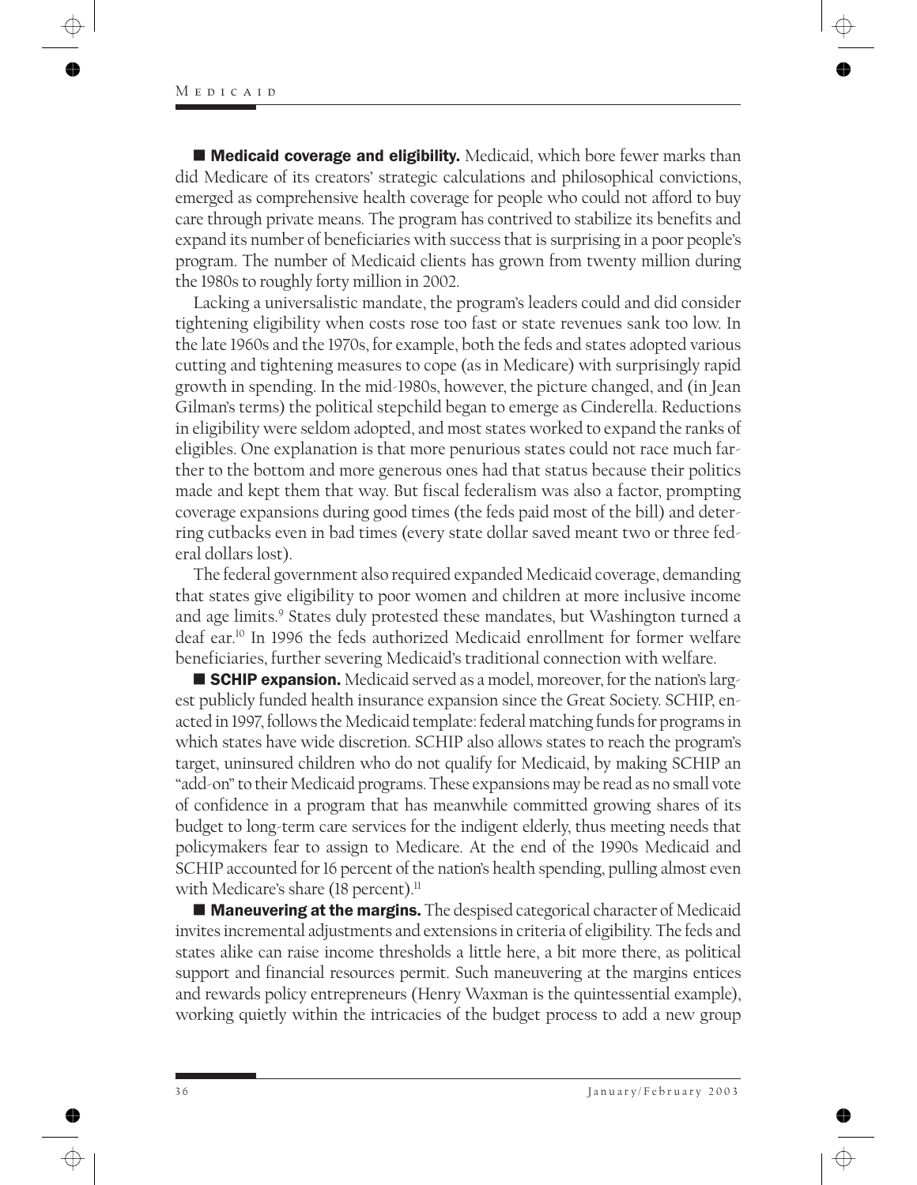**■ Medicaid coverage and eligibility.** Medicaid, which bore fewer marks than did Medicare of its creators' strategic calculations and philosophical convictions, emerged as comprehensive health coverage for people who could not afford to buy care through private means. The program has contrived to stabilize its benefits and expand its number of beneficiaries with success that is surprising in a poor people's program. The number of Medicaid clients has grown from twenty million during the 1980s to roughly forty million in 2002.

Lacking a universalistic mandate, the program's leaders could and did consider tightening eligibility when costs rose too fast or state revenues sank too low. In the late 1960s and the 1970s, for example, both the feds and states adopted various cutting and tightening measures to cope (as in Medicare) with surprisingly rapid growth in spending. In the mid-1980s, however, the picture changed, and (in Jean Gilman's terms) the political stepchild began to emerge as Cinderella. Reductions in eligibility were seldom adopted, and most states worked to expand the ranks of eligibles. One explanation is that more penurious states could not race much farther to the bottom and more generous ones had that status because their politics made and kept them that way. But fiscal federalism was also a factor, prompting coverage expansions during good times (the feds paid most of the bill) and deterring cutbacks even in bad times (every state dollar saved meant two or three federal dollars lost).

The federal government also required expanded Medicaid coverage, demanding that states give eligibility to poor women and children at more inclusive income and age limits.[9] States duly protested these mandates, but Washington turned a deaf ear.[10] In 1996 the feds authorized Medicaid enrollment for former welfare beneficiaries, further severing Medicaid's traditional connection with welfare.

**■ SCHIP expansion.** Medicaid served as a model, moreover, for the nation's largest publicly funded health insurance expansion since the Great Society. SCHIP, enacted in 1997, follows the Medicaid template: federal matching funds for programs in which states have wide discretion. SCHIP also allows states to reach the program's target, uninsured children who do not qualify for Medicaid, by making SCHIP an "add-on" to their Medicaid programs. These expansions may be read as no small vote of confidence in a program that has meanwhile committed growing shares of its budget to long-term care services for the indigent elderly, thus meeting needs that policymakers fear to assign to Medicare. At the end of the 1990s Medicaid and SCHIP accounted for 16 percent of the nation's health spending, pulling almost even with Medicare's share (18 percent).[11]

**■ Maneuvering at the margins.** The despised categorical character of Medicaid invites incremental adjustments and extensions in criteria of eligibility. The feds and states alike can raise income thresholds a little here, a bit more there, as political support and financial resources permit. Such maneuvering at the margins entices and rewards policy entrepreneurs (Henry Waxman is the quintessential example), working quietly within the intricacies of the budget process to add a new group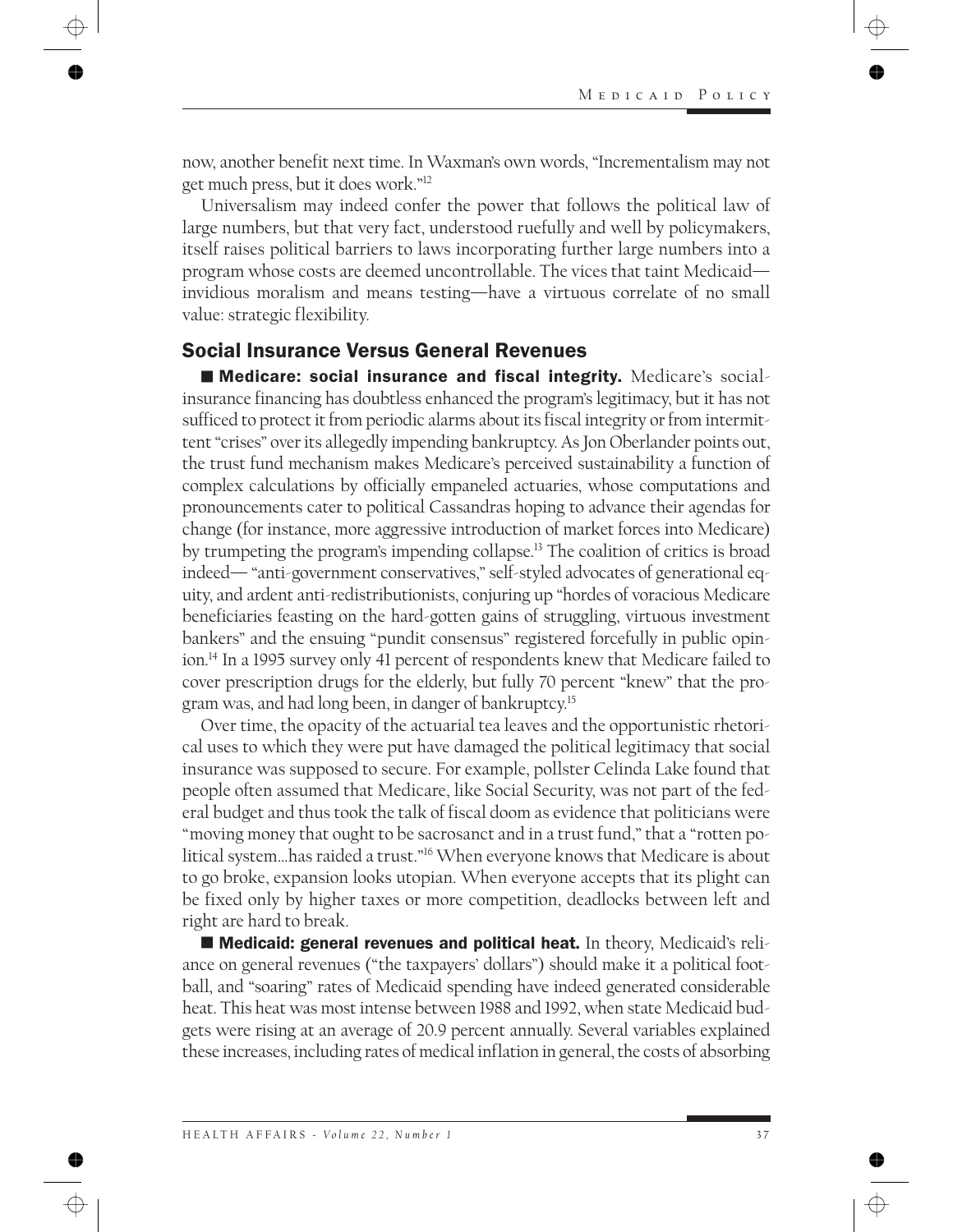now, another benefit next time. In Waxman's own words, "Incrementalism may not get much press, but it does work."[12]

Universalism may indeed confer the power that follows the political law of large numbers, but that very fact, understood ruefully and well by policymakers, itself raises political barriers to laws incorporating further large numbers into a program whose costs are deemed uncontrollable. The vices that taint Medicaid—invidious moralism and means testing—have a virtuous correlate of no small value: strategic flexibility.

## Social Insurance Versus General Revenues

■ **Medicare: social insurance and fiscal integrity.** Medicare's social-insurance financing has doubtless enhanced the program's legitimacy, but it has not sufficed to protect it from periodic alarms about its fiscal integrity or from intermittent "crises" over its allegedly impending bankruptcy. As Jon Oberlander points out, the trust fund mechanism makes Medicare's perceived sustainability a function of complex calculations by officially empaneled actuaries, whose computations and pronouncements cater to political Cassandras hoping to advance their agendas for change (for instance, more aggressive introduction of market forces into Medicare) by trumpeting the program's impending collapse.[13] The coalition of critics is broad indeed— "anti-government conservatives," self-styled advocates of generational equity, and ardent anti-redistributionists, conjuring up "hordes of voracious Medicare beneficiaries feasting on the hard-gotten gains of struggling, virtuous investment bankers" and the ensuing "pundit consensus" registered forcefully in public opinion.[14] In a 1995 survey only 41 percent of respondents knew that Medicare failed to cover prescription drugs for the elderly, but fully 70 percent "knew" that the program was, and had long been, in danger of bankruptcy.[15]

Over time, the opacity of the actuarial tea leaves and the opportunistic rhetorical uses to which they were put have damaged the political legitimacy that social insurance was supposed to secure. For example, pollster Celinda Lake found that people often assumed that Medicare, like Social Security, was not part of the federal budget and thus took the talk of fiscal doom as evidence that politicians were "moving money that ought to be sacrosanct and in a trust fund," that a "rotten political system…has raided a trust."[16] When everyone knows that Medicare is about to go broke, expansion looks utopian. When everyone accepts that its plight can be fixed only by higher taxes or more competition, deadlocks between left and right are hard to break.

■ **Medicaid: general revenues and political heat.** In theory, Medicaid's reliance on general revenues ("the taxpayers' dollars") should make it a political football, and "soaring" rates of Medicaid spending have indeed generated considerable heat. This heat was most intense between 1988 and 1992, when state Medicaid budgets were rising at an average of 20.9 percent annually. Several variables explained these increases, including rates of medical inflation in general, the costs of absorbing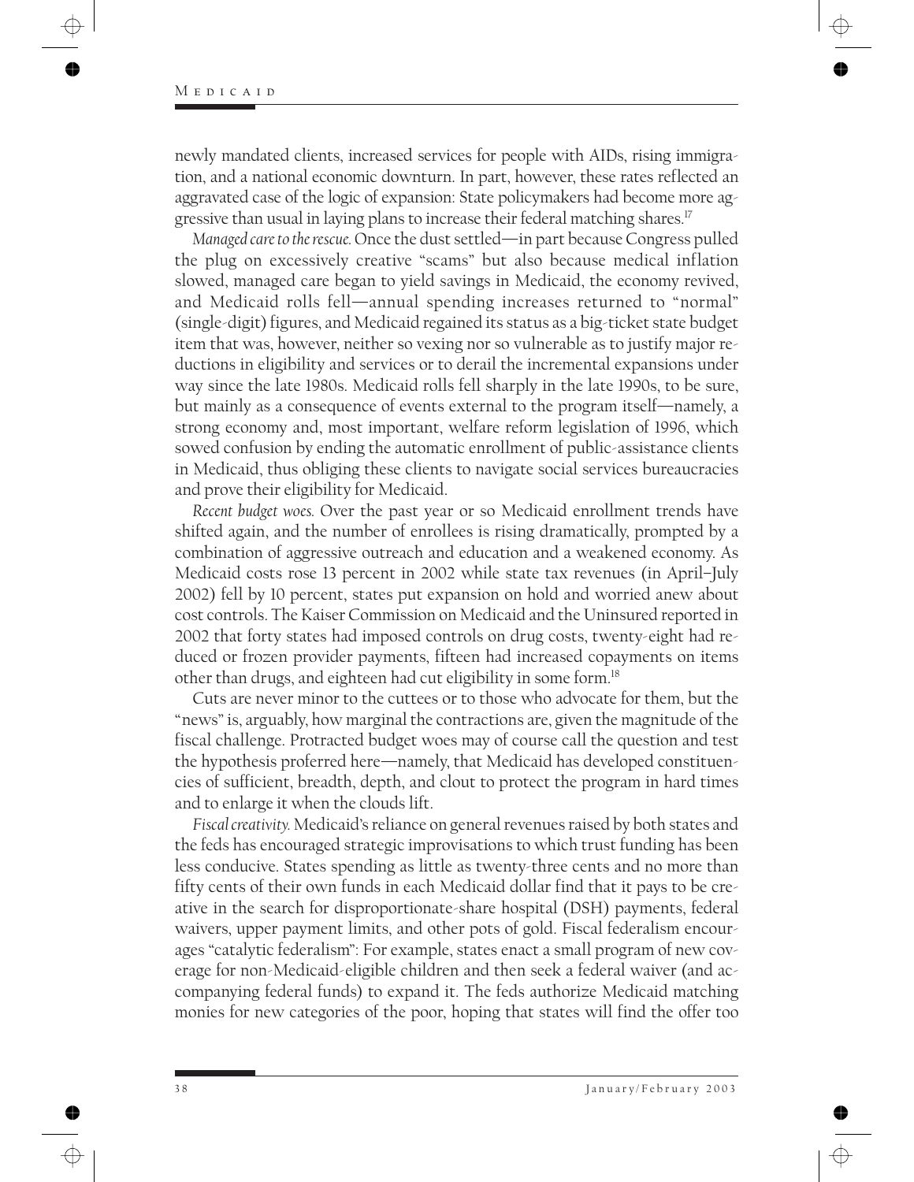newly mandated clients, increased services for people with AIDs, rising immigration, and a national economic downturn. In part, however, these rates reflected an aggravated case of the logic of expansion: State policymakers had become more aggressive than usual in laying plans to increase their federal matching shares.[17]

*Managed care to the rescue.* Once the dust settled—in part because Congress pulled the plug on excessively creative "scams" but also because medical inflation slowed, managed care began to yield savings in Medicaid, the economy revived, and Medicaid rolls fell—annual spending increases returned to "normal" (single-digit) figures, and Medicaid regained its status as a big-ticket state budget item that was, however, neither so vexing nor so vulnerable as to justify major reductions in eligibility and services or to derail the incremental expansions under way since the late 1980s. Medicaid rolls fell sharply in the late 1990s, to be sure, but mainly as a consequence of events external to the program itself—namely, a strong economy and, most important, welfare reform legislation of 1996, which sowed confusion by ending the automatic enrollment of public-assistance clients in Medicaid, thus obliging these clients to navigate social services bureaucracies and prove their eligibility for Medicaid.

*Recent budget woes.* Over the past year or so Medicaid enrollment trends have shifted again, and the number of enrollees is rising dramatically, prompted by a combination of aggressive outreach and education and a weakened economy. As Medicaid costs rose 13 percent in 2002 while state tax revenues (in April–July 2002) fell by 10 percent, states put expansion on hold and worried anew about cost controls. The Kaiser Commission on Medicaid and the Uninsured reported in 2002 that forty states had imposed controls on drug costs, twenty-eight had reduced or frozen provider payments, fifteen had increased copayments on items other than drugs, and eighteen had cut eligibility in some form.[18]

Cuts are never minor to the cuttees or to those who advocate for them, but the "news" is, arguably, how marginal the contractions are, given the magnitude of the fiscal challenge. Protracted budget woes may of course call the question and test the hypothesis proferred here—namely, that Medicaid has developed constituencies of sufficient, breadth, depth, and clout to protect the program in hard times and to enlarge it when the clouds lift.

*Fiscal creativity.* Medicaid's reliance on general revenues raised by both states and the feds has encouraged strategic improvisations to which trust funding has been less conducive. States spending as little as twenty-three cents and no more than fifty cents of their own funds in each Medicaid dollar find that it pays to be creative in the search for disproportionate-share hospital (DSH) payments, federal waivers, upper payment limits, and other pots of gold. Fiscal federalism encourages "catalytic federalism": For example, states enact a small program of new coverage for non-Medicaid-eligible children and then seek a federal waiver (and accompanying federal funds) to expand it. The feds authorize Medicaid matching monies for new categories of the poor, hoping that states will find the offer too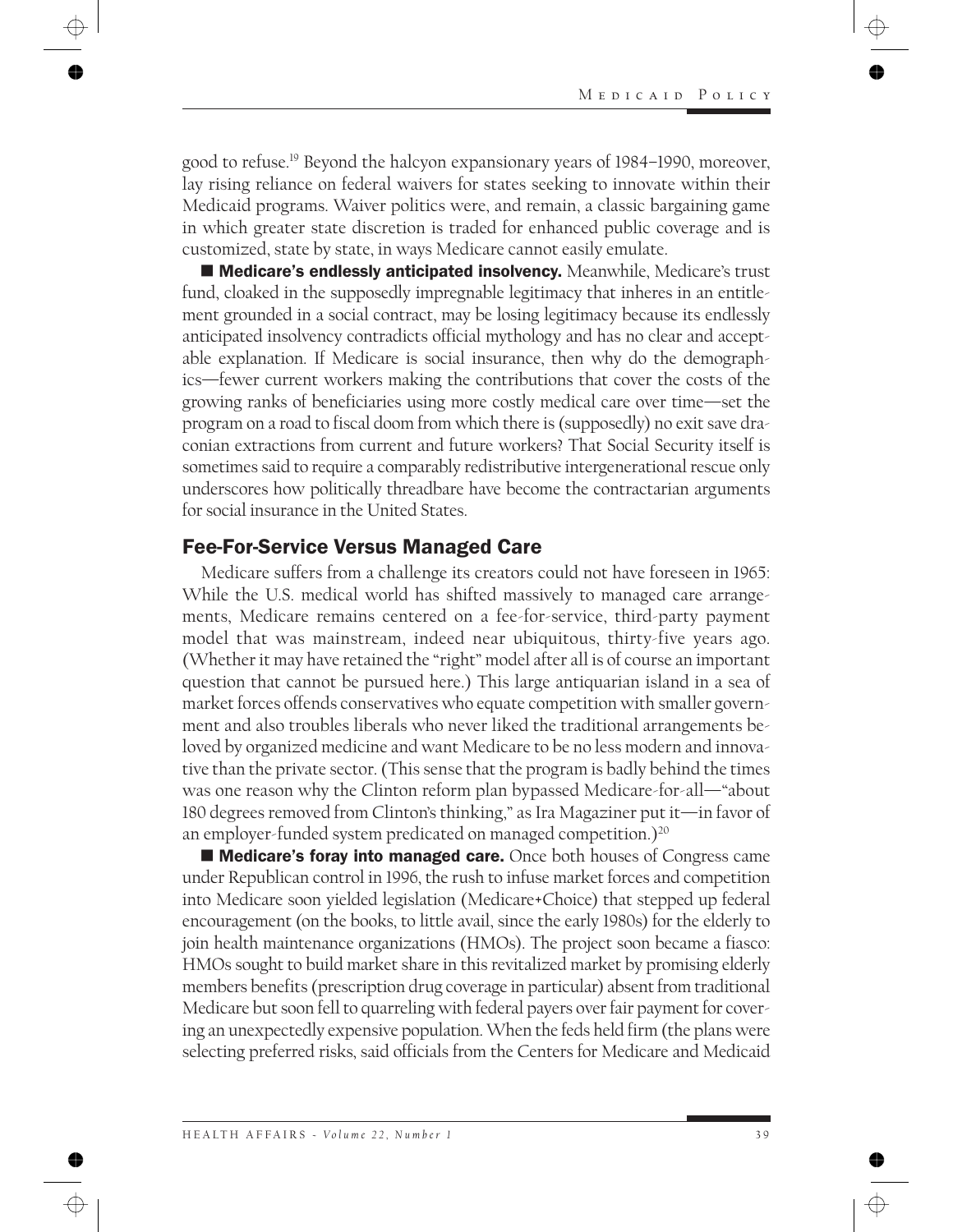good to refuse.[19] Beyond the halcyon expansionary years of 1984–1990, moreover, lay rising reliance on federal waivers for states seeking to innovate within their Medicaid programs. Waiver politics were, and remain, a classic bargaining game in which greater state discretion is traded for enhanced public coverage and is customized, state by state, in ways Medicare cannot easily emulate.

■ **Medicare's endlessly anticipated insolvency.** Meanwhile, Medicare's trust fund, cloaked in the supposedly impregnable legitimacy that inheres in an entitlement grounded in a social contract, may be losing legitimacy because its endlessly anticipated insolvency contradicts official mythology and has no clear and acceptable explanation. If Medicare is social insurance, then why do the demographics—fewer current workers making the contributions that cover the costs of the growing ranks of beneficiaries using more costly medical care over time—set the program on a road to fiscal doom from which there is (supposedly) no exit save draconian extractions from current and future workers? That Social Security itself is sometimes said to require a comparably redistributive intergenerational rescue only underscores how politically threadbare have become the contractarian arguments for social insurance in the United States.

## Fee-For-Service Versus Managed Care

Medicare suffers from a challenge its creators could not have foreseen in 1965: While the U.S. medical world has shifted massively to managed care arrangements, Medicare remains centered on a fee-for-service, third-party payment model that was mainstream, indeed near ubiquitous, thirty-five years ago. (Whether it may have retained the "right" model after all is of course an important question that cannot be pursued here.) This large antiquarian island in a sea of market forces offends conservatives who equate competition with smaller government and also troubles liberals who never liked the traditional arrangements beloved by organized medicine and want Medicare to be no less modern and innovative than the private sector. (This sense that the program is badly behind the times was one reason why the Clinton reform plan bypassed Medicare-for-all—"about 180 degrees removed from Clinton's thinking," as Ira Magaziner put it—in favor of an employer-funded system predicated on managed competition.)[20]

■ **Medicare's foray into managed care.** Once both houses of Congress came under Republican control in 1996, the rush to infuse market forces and competition into Medicare soon yielded legislation (Medicare+Choice) that stepped up federal encouragement (on the books, to little avail, since the early 1980s) for the elderly to join health maintenance organizations (HMOs). The project soon became a fiasco: HMOs sought to build market share in this revitalized market by promising elderly members benefits (prescription drug coverage in particular) absent from traditional Medicare but soon fell to quarreling with federal payers over fair payment for covering an unexpectedly expensive population. When the feds held firm (the plans were selecting preferred risks, said officials from the Centers for Medicare and Medicaid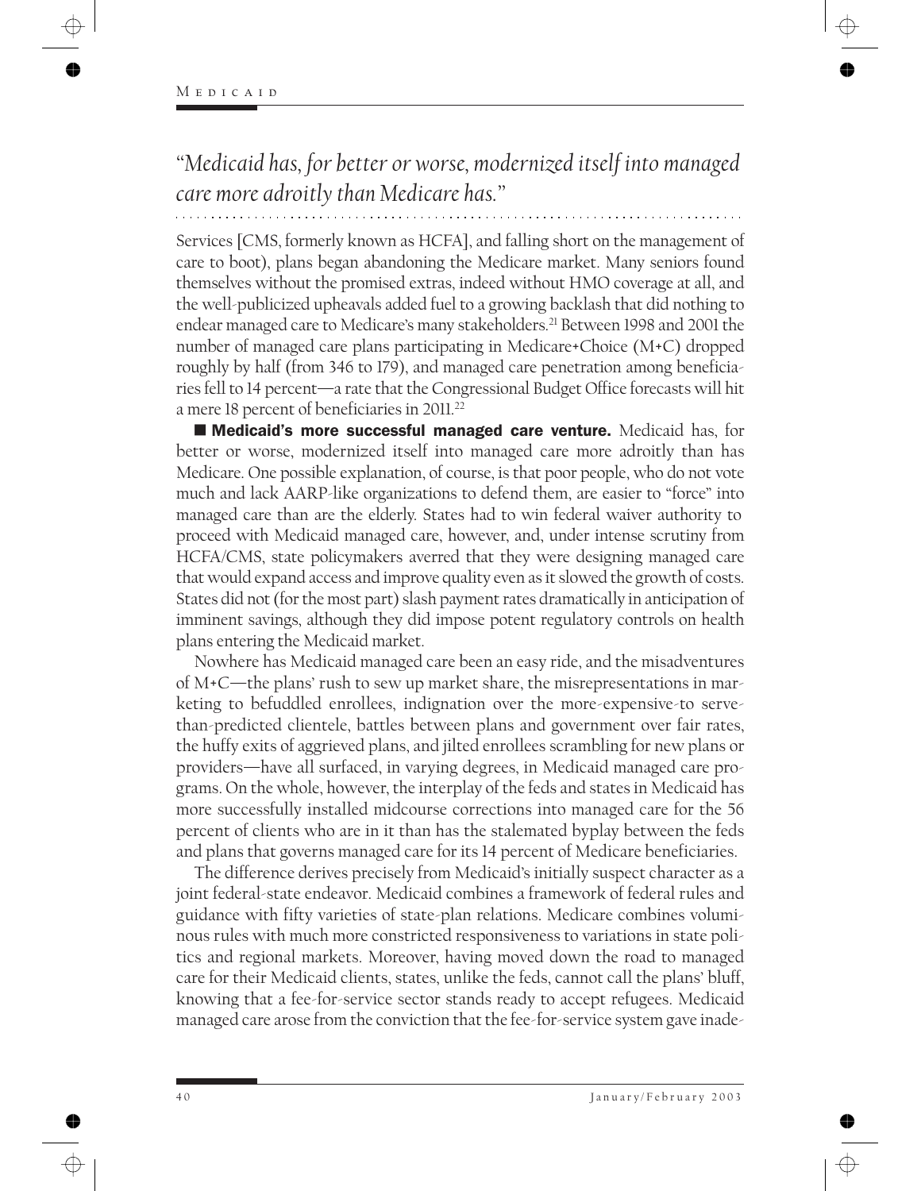*"Medicaid has, for better or worse, modernized itself into managed care more adroitly than Medicare has."*

Services [CMS, formerly known as HCFA], and falling short on the management of care to boot), plans began abandoning the Medicare market. Many seniors found themselves without the promised extras, indeed without HMO coverage at all, and the well-publicized upheavals added fuel to a growing backlash that did nothing to endear managed care to Medicare's many stakeholders.[21] Between 1998 and 2001 the number of managed care plans participating in Medicare+Choice (M+C) dropped roughly by half (from 346 to 179), and managed care penetration among beneficiaries fell to 14 percent—a rate that the Congressional Budget Office forecasts will hit a mere 18 percent of beneficiaries in 2011.[22]

■ **Medicaid's more successful managed care venture.** Medicaid has, for better or worse, modernized itself into managed care more adroitly than has Medicare. One possible explanation, of course, is that poor people, who do not vote much and lack AARP-like organizations to defend them, are easier to "force" into managed care than are the elderly. States had to win federal waiver authority to proceed with Medicaid managed care, however, and, under intense scrutiny from HCFA/CMS, state policymakers averred that they were designing managed care that would expand access and improve quality even as it slowed the growth of costs. States did not (for the most part) slash payment rates dramatically in anticipation of imminent savings, although they did impose potent regulatory controls on health plans entering the Medicaid market.

Nowhere has Medicaid managed care been an easy ride, and the misadventures of M+C—the plans' rush to sew up market share, the misrepresentations in marketing to befuddled enrollees, indignation over the more-expensive-to-serve-than-predicted clientele, battles between plans and government over fair rates, the huffy exits of aggrieved plans, and jilted enrollees scrambling for new plans or providers—have all surfaced, in varying degrees, in Medicaid managed care programs. On the whole, however, the interplay of the feds and states in Medicaid has more successfully installed midcourse corrections into managed care for the 56 percent of clients who are in it than has the stalemated byplay between the feds and plans that governs managed care for its 14 percent of Medicare beneficiaries.

The difference derives precisely from Medicaid's initially suspect character as a joint federal-state endeavor. Medicaid combines a framework of federal rules and guidance with fifty varieties of state-plan relations. Medicare combines voluminous rules with much more constricted responsiveness to variations in state politics and regional markets. Moreover, having moved down the road to managed care for their Medicaid clients, states, unlike the feds, cannot call the plans' bluff, knowing that a fee-for-service sector stands ready to accept refugees. Medicaid managed care arose from the conviction that the fee-for-service system gave inade-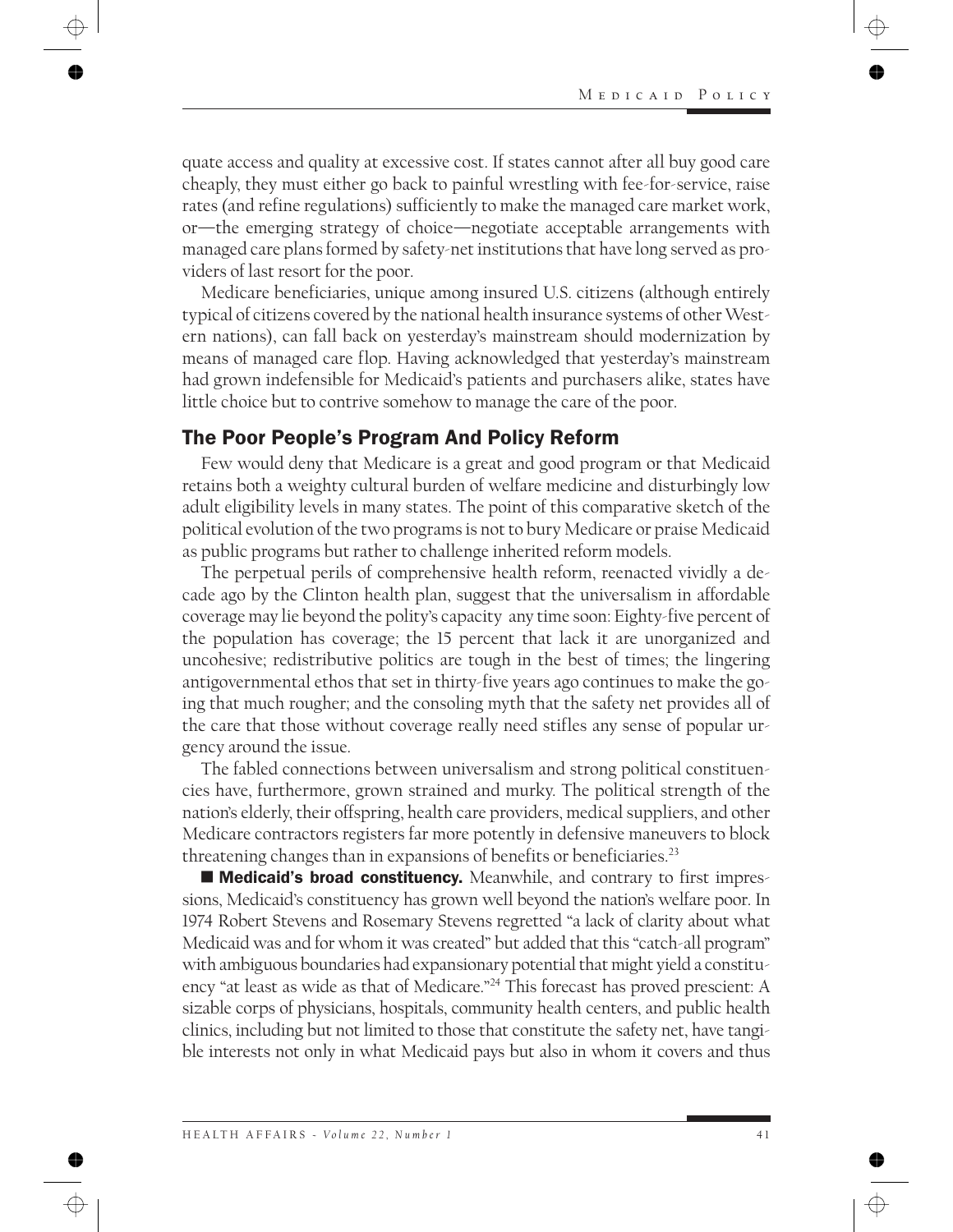quate access and quality at excessive cost. If states cannot after all buy good care cheaply, they must either go back to painful wrestling with fee-for-service, raise rates (and refine regulations) sufficiently to make the managed care market work, or—the emerging strategy of choice—negotiate acceptable arrangements with managed care plans formed by safety-net institutions that have long served as providers of last resort for the poor.

Medicare beneficiaries, unique among insured U.S. citizens (although entirely typical of citizens covered by the national health insurance systems of other Western nations), can fall back on yesterday's mainstream should modernization by means of managed care flop. Having acknowledged that yesterday's mainstream had grown indefensible for Medicaid's patients and purchasers alike, states have little choice but to contrive somehow to manage the care of the poor.

## The Poor People's Program And Policy Reform

Few would deny that Medicare is a great and good program or that Medicaid retains both a weighty cultural burden of welfare medicine and disturbingly low adult eligibility levels in many states. The point of this comparative sketch of the political evolution of the two programs is not to bury Medicare or praise Medicaid as public programs but rather to challenge inherited reform models.

The perpetual perils of comprehensive health reform, reenacted vividly a decade ago by the Clinton health plan, suggest that the universalism in affordable coverage may lie beyond the polity's capacity any time soon: Eighty-five percent of the population has coverage; the 15 percent that lack it are unorganized and uncohesive; redistributive politics are tough in the best of times; the lingering antigovernmental ethos that set in thirty-five years ago continues to make the going that much rougher; and the consoling myth that the safety net provides all of the care that those without coverage really need stifles any sense of popular urgency around the issue.

The fabled connections between universalism and strong political constituencies have, furthermore, grown strained and murky. The political strength of the nation's elderly, their offspring, health care providers, medical suppliers, and other Medicare contractors registers far more potently in defensive maneuvers to block threatening changes than in expansions of benefits or beneficiaries.[23]

■ **Medicaid's broad constituency.** Meanwhile, and contrary to first impressions, Medicaid's constituency has grown well beyond the nation's welfare poor. In 1974 Robert Stevens and Rosemary Stevens regretted "a lack of clarity about what Medicaid was and for whom it was created" but added that this "catch-all program" with ambiguous boundaries had expansionary potential that might yield a constituency "at least as wide as that of Medicare."[24] This forecast has proved prescient: A sizable corps of physicians, hospitals, community health centers, and public health clinics, including but not limited to those that constitute the safety net, have tangible interests not only in what Medicaid pays but also in whom it covers and thus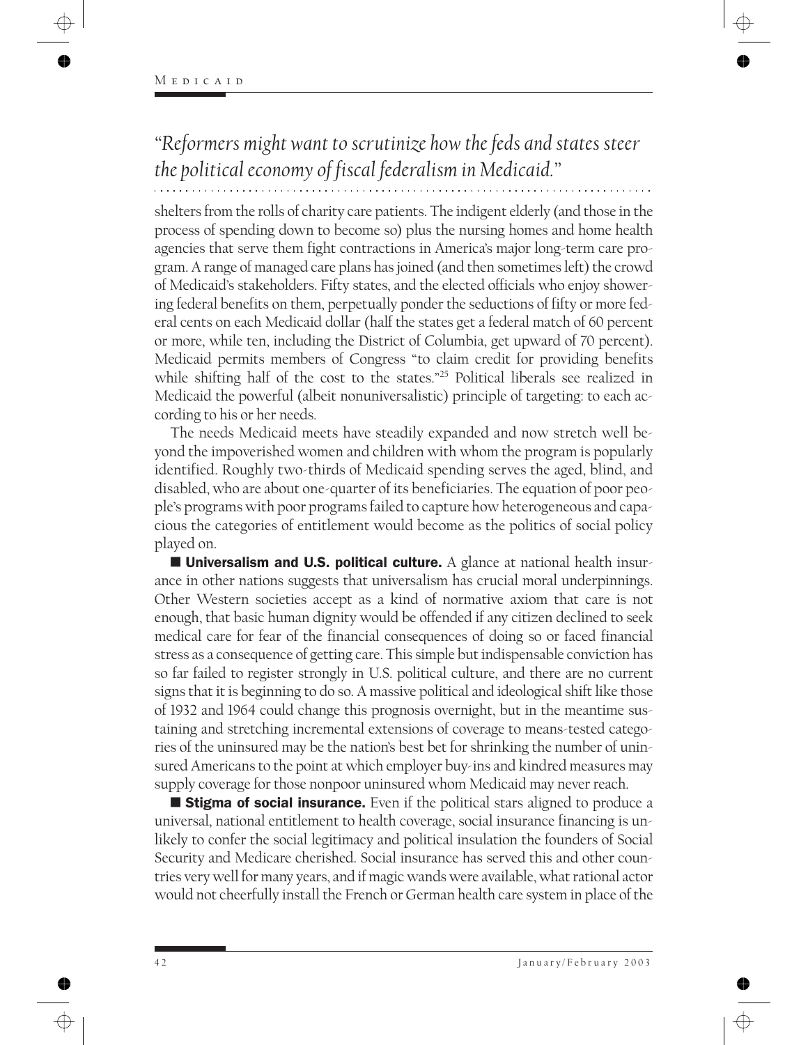*"Reformers might want to scrutinize how the feds and states steer the political economy of fiscal federalism in Medicaid."*

shelters from the rolls of charity care patients. The indigent elderly (and those in the process of spending down to become so) plus the nursing homes and home health agencies that serve them fight contractions in America's major long-term care program. A range of managed care plans has joined (and then sometimes left) the crowd of Medicaid's stakeholders. Fifty states, and the elected officials who enjoy showering federal benefits on them, perpetually ponder the seductions of fifty or more federal cents on each Medicaid dollar (half the states get a federal match of 60 percent or more, while ten, including the District of Columbia, get upward of 70 percent). Medicaid permits members of Congress "to claim credit for providing benefits while shifting half of the cost to the states."[25] Political liberals see realized in Medicaid the powerful (albeit nonuniversalistic) principle of targeting: to each according to his or her needs.

The needs Medicaid meets have steadily expanded and now stretch well beyond the impoverished women and children with whom the program is popularly identified. Roughly two-thirds of Medicaid spending serves the aged, blind, and disabled, who are about one-quarter of its beneficiaries. The equation of poor people's programs with poor programs failed to capture how heterogeneous and capacious the categories of entitlement would become as the politics of social policy played on.

■ **Universalism and U.S. political culture.** A glance at national health insurance in other nations suggests that universalism has crucial moral underpinnings. Other Western societies accept as a kind of normative axiom that care is not enough, that basic human dignity would be offended if any citizen declined to seek medical care for fear of the financial consequences of doing so or faced financial stress as a consequence of getting care. This simple but indispensable conviction has so far failed to register strongly in U.S. political culture, and there are no current signs that it is beginning to do so. A massive political and ideological shift like those of 1932 and 1964 could change this prognosis overnight, but in the meantime sustaining and stretching incremental extensions of coverage to means-tested categories of the uninsured may be the nation's best bet for shrinking the number of uninsured Americans to the point at which employer buy-ins and kindred measures may supply coverage for those nonpoor uninsured whom Medicaid may never reach.

■ **Stigma of social insurance.** Even if the political stars aligned to produce a universal, national entitlement to health coverage, social insurance financing is unlikely to confer the social legitimacy and political insulation the founders of Social Security and Medicare cherished. Social insurance has served this and other countries very well for many years, and if magic wands were available, what rational actor would not cheerfully install the French or German health care system in place of the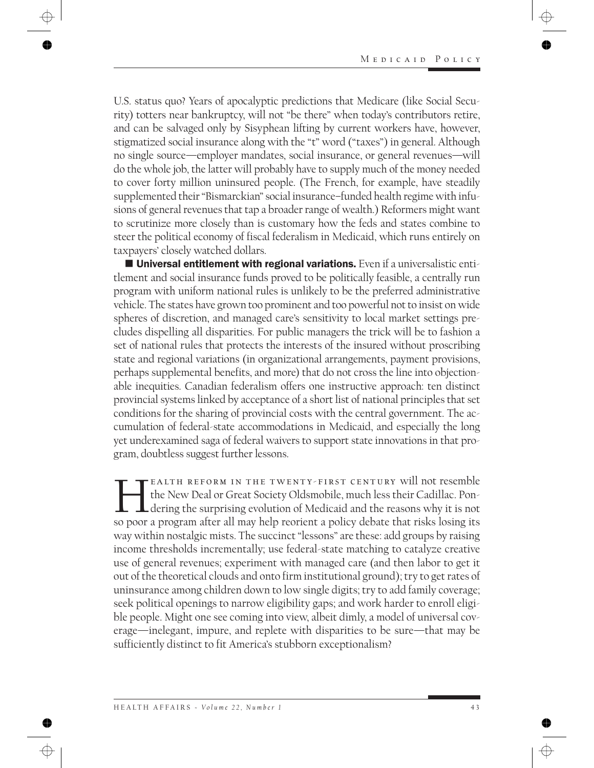U.S. status quo? Years of apocalyptic predictions that Medicare (like Social Security) totters near bankruptcy, will not "be there" when today's contributors retire, and can be salvaged only by Sisyphean lifting by current workers have, however, stigmatized social insurance along with the "t" word ("taxes") in general. Although no single source—employer mandates, social insurance, or general revenues—will do the whole job, the latter will probably have to supply much of the money needed to cover forty million uninsured people. (The French, for example, have steadily supplemented their "Bismarckian" social insurance–funded health regime with infusions of general revenues that tap a broader range of wealth.) Reformers might want to scrutinize more closely than is customary how the feds and states combine to steer the political economy of fiscal federalism in Medicaid, which runs entirely on taxpayers' closely watched dollars.

■ **Universal entitlement with regional variations.** Even if a universalistic entitlement and social insurance funds proved to be politically feasible, a centrally run program with uniform national rules is unlikely to be the preferred administrative vehicle. The states have grown too prominent and too powerful not to insist on wide spheres of discretion, and managed care's sensitivity to local market settings precludes dispelling all disparities. For public managers the trick will be to fashion a set of national rules that protects the interests of the insured without proscribing state and regional variations (in organizational arrangements, payment provisions, perhaps supplemental benefits, and more) that do not cross the line into objectionable inequities. Canadian federalism offers one instructive approach: ten distinct provincial systems linked by acceptance of a short list of national principles that set conditions for the sharing of provincial costs with the central government. The accumulation of federal-state accommodations in Medicaid, and especially the long yet underexamined saga of federal waivers to support state innovations in that program, doubtless suggest further lessons.

Health reform in the twenty-first century will not resemble the New Deal or Great Society Oldsmobile, much less their Cadillac. Pondering the surprising evolution of Medicaid and the reasons why it is not so poor a program after all may help reorient a policy debate that risks losing its way within nostalgic mists. The succinct "lessons" are these: add groups by raising income thresholds incrementally; use federal-state matching to catalyze creative use of general revenues; experiment with managed care (and then labor to get it out of the theoretical clouds and onto firm institutional ground); try to get rates of uninsurance among children down to low single digits; try to add family coverage; seek political openings to narrow eligibility gaps; and work harder to enroll eligible people. Might one see coming into view, albeit dimly, a model of universal coverage—inelegant, impure, and replete with disparities to be sure—that may be sufficiently distinct to fit America's stubborn exceptionalism?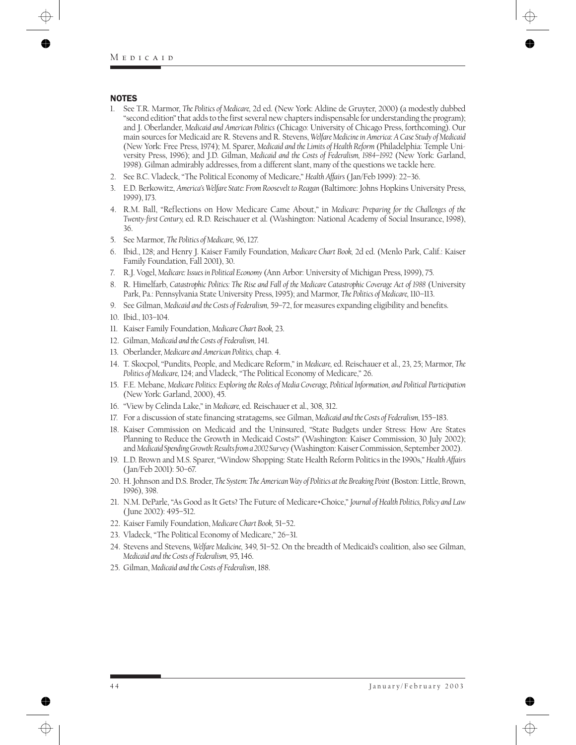## NOTES

1. See T.R. Marmor, *The Politics of Medicare,* 2d ed. (New York: Aldine de Gruyter, 2000) (a modestly dubbed "second edition" that adds to the first several new chapters indispensable for understanding the program); and J. Oberlander, *Medicaid and American Politics* (Chicago: University of Chicago Press, forthcoming). Our main sources for Medicaid are R. Stevens and R. Stevens, *Welfare Medicine in America: A Case Study of Medicaid* (New York: Free Press, 1974); M. Sparer, *Medicaid and the Limits of Health Reform* (Philadelphia: Temple University Press, 1996); and J.D. Gilman, *Medicaid and the Costs of Federalism, 1984–1992* (New York: Garland, 1998). Gilman admirably addresses, from a different slant, many of the questions we tackle here.
2. See B.C. Vladeck, "The Political Economy of Medicare," *Health Affairs* (Jan/Feb 1999): 22–36.
3. E.D. Berkowitz, *America's Welfare State: From Roosevelt to Reagan* (Baltimore: Johns Hopkins University Press, 1999), 173.
4. R.M. Ball, "Reflections on How Medicare Came About," in *Medicare: Preparing for the Challenges of the Twenty-first Century,* ed. R.D. Reischauer et al. (Washington: National Academy of Social Insurance, 1998), 36.
5. See Marmor, *The Politics of Medicare,* 96, 127.
6. Ibid., 128; and Henry J. Kaiser Family Foundation, *Medicare Chart Book,* 2d ed. (Menlo Park, Calif.: Kaiser Family Foundation, Fall 2001), 30.
7. R.J. Vogel, *Medicare: Issues in Political Economy* (Ann Arbor: University of Michigan Press, 1999), 75.
8. R. Himelfarb, *Catastrophic Politics: The Rise and Fall of the Medicare Catastrophic Coverage Act of 1988* (University Park, Pa.: Pennsylvania State University Press, 1995); and Marmor, *The Politics of Medicare,* 110–113.
9. See Gilman, *Medicaid and the Costs of Federalism,* 59–72, for measures expanding eligibility and benefits.
10. Ibid., 103–104.
11. Kaiser Family Foundation, *Medicare Chart Book,* 23.
12. Gilman, *Medicaid and the Costs of Federalism,* 141.
13. Oberlander, *Medicare and American Politics,* chap. 4.
14. T. Skocpol, "Pundits, People, and Medicare Reform," in *Medicare,* ed. Reischauer et al., 23, 25; Marmor, *The Politics of Medicare,* 124; and Vladeck, "The Political Economy of Medicare," 26.
15. F.E. Mebane, *Medicare Politics: Exploring the Roles of Media Coverage, Political Information, and Political Participation* (New York: Garland, 2000), 45.
16. "View by Celinda Lake," in *Medicare,* ed. Reischauer et al., 308, 312.
17. For a discussion of state financing stratagems, see Gilman, *Medicaid and the Costs of Federalism,* 155–183.
18. Kaiser Commission on Medicaid and the Uninsured, "State Budgets under Stress: How Are States Planning to Reduce the Growth in Medicaid Costs?" (Washington: Kaiser Commission, 30 July 2002); and *Medicaid Spending Growth: Results from a 2002 Survey* (Washington: Kaiser Commission, September 2002).
19. L.D. Brown and M.S. Sparer, "Window Shopping: State Health Reform Politics in the 1990s," *Health Affairs* (Jan/Feb 2001): 50–67.
20. H. Johnson and D.S. Broder, *The System: The American Way of Politics at the Breaking Point* (Boston: Little, Brown, 1996), 398.
21. N.M. DeParle, "As Good as It Gets? The Future of Medicare+Choice," *Journal of Health Politics, Policy and Law* (June 2002): 495–512.
22. Kaiser Family Foundation, *Medicare Chart Book,* 51–52.
23. Vladeck, "The Political Economy of Medicare," 26–31.
24. Stevens and Stevens, *Welfare Medicine,* 349, 51–52. On the breadth of Medicaid's coalition, also see Gilman, *Medicaid and the Costs of Federalism,* 95, 146.
25. Gilman, *Medicaid and the Costs of Federalism*, 188.